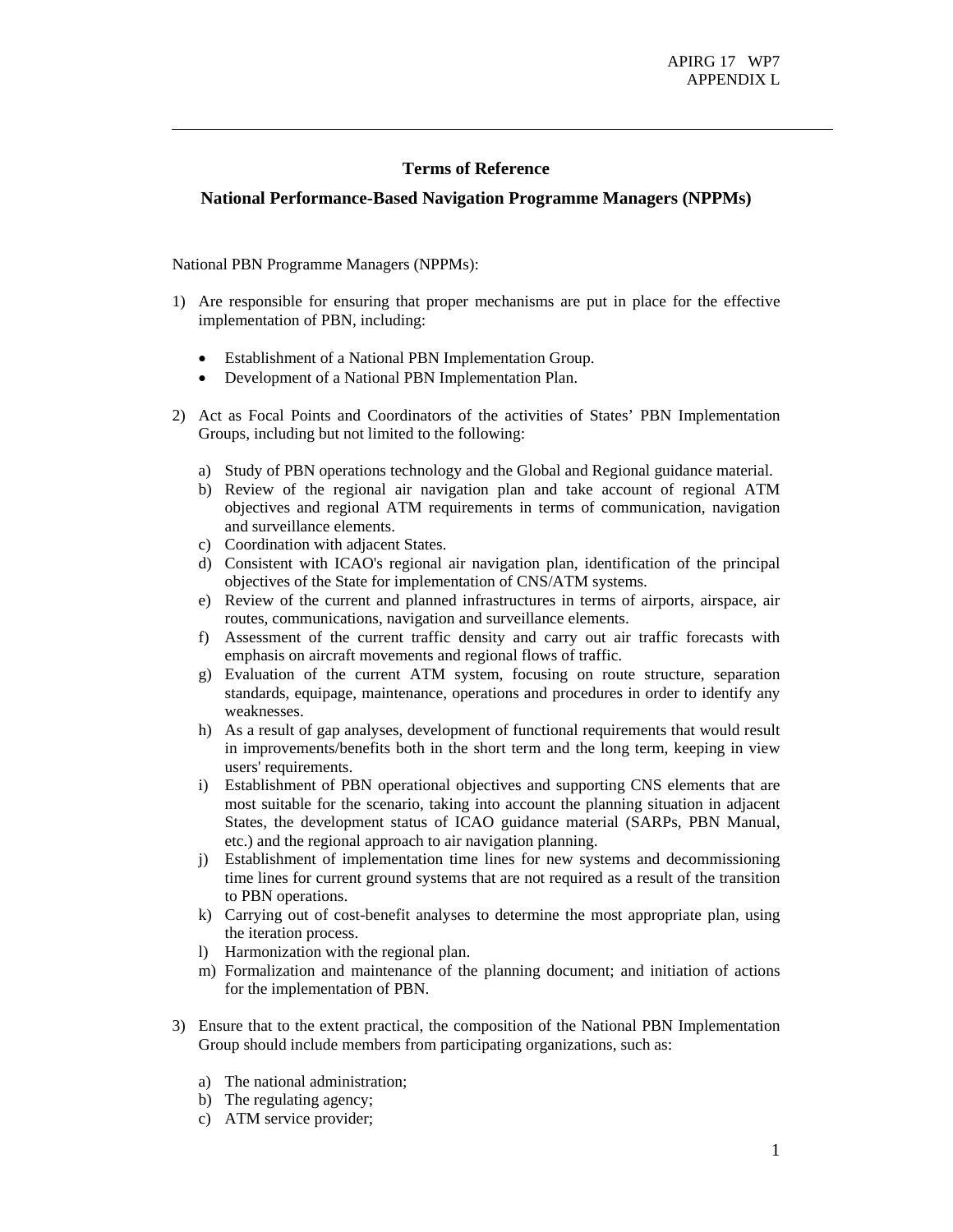## Terms of Reference

## National Performance-Based Navigation Programme Managers (NPPMs)

National PBN Programme Managers (NPPMs):

1) Are responsible for ensuring that proper mechanisms are put in place for the effective implementation of PBN, including:

   - Establishment of a National PBN Implementation Group.
   - Development of a National PBN Implementation Plan.

2) Act as Focal Points and Coordinators of the activities of States' PBN Implementation Groups, including but not limited to the following:

   a) Study of PBN operations technology and the Global and Regional guidance material.
   b) Review of the regional air navigation plan and take account of regional ATM objectives and regional ATM requirements in terms of communication, navigation and surveillance elements.
   c) Coordination with adjacent States.
   d) Consistent with ICAO's regional air navigation plan, identification of the principal objectives of the State for implementation of CNS/ATM systems.
   e) Review of the current and planned infrastructures in terms of airports, airspace, air routes, communications, navigation and surveillance elements.
   f) Assessment of the current traffic density and carry out air traffic forecasts with emphasis on aircraft movements and regional flows of traffic.
   g) Evaluation of the current ATM system, focusing on route structure, separation standards, equipage, maintenance, operations and procedures in order to identify any weaknesses.
   h) As a result of gap analyses, development of functional requirements that would result in improvements/benefits both in the short term and the long term, keeping in view users' requirements.
   i) Establishment of PBN operational objectives and supporting CNS elements that are most suitable for the scenario, taking into account the planning situation in adjacent States, the development status of ICAO guidance material (SARPs, PBN Manual, etc.) and the regional approach to air navigation planning.
   j) Establishment of implementation time lines for new systems and decommissioning time lines for current ground systems that are not required as a result of the transition to PBN operations.
   k) Carrying out of cost-benefit analyses to determine the most appropriate plan, using the iteration process.
   l) Harmonization with the regional plan.
   m) Formalization and maintenance of the planning document; and initiation of actions for the implementation of PBN.

3) Ensure that to the extent practical, the composition of the National PBN Implementation Group should include members from participating organizations, such as:

   a) The national administration;
   b) The regulating agency;
   c) ATM service provider;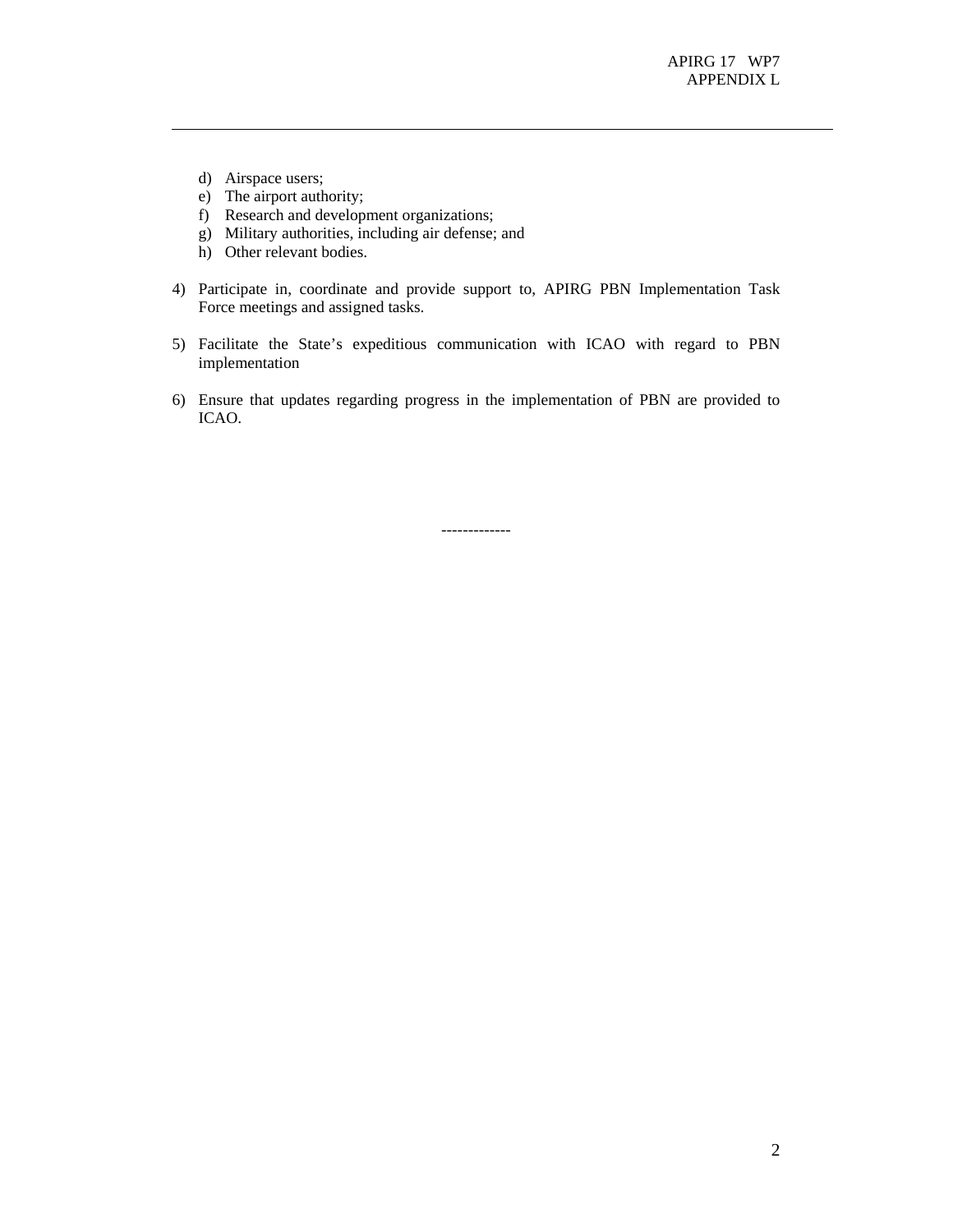d) Airspace users;
e) The airport authority;
f) Research and development organizations;
g) Military authorities, including air defense; and
h) Other relevant bodies.

4) Participate in, coordinate and provide support to, APIRG PBN Implementation Task Force meetings and assigned tasks.

5) Facilitate the State's expeditious communication with ICAO with regard to PBN implementation

6) Ensure that updates regarding progress in the implementation of PBN are provided to ICAO.

-------------